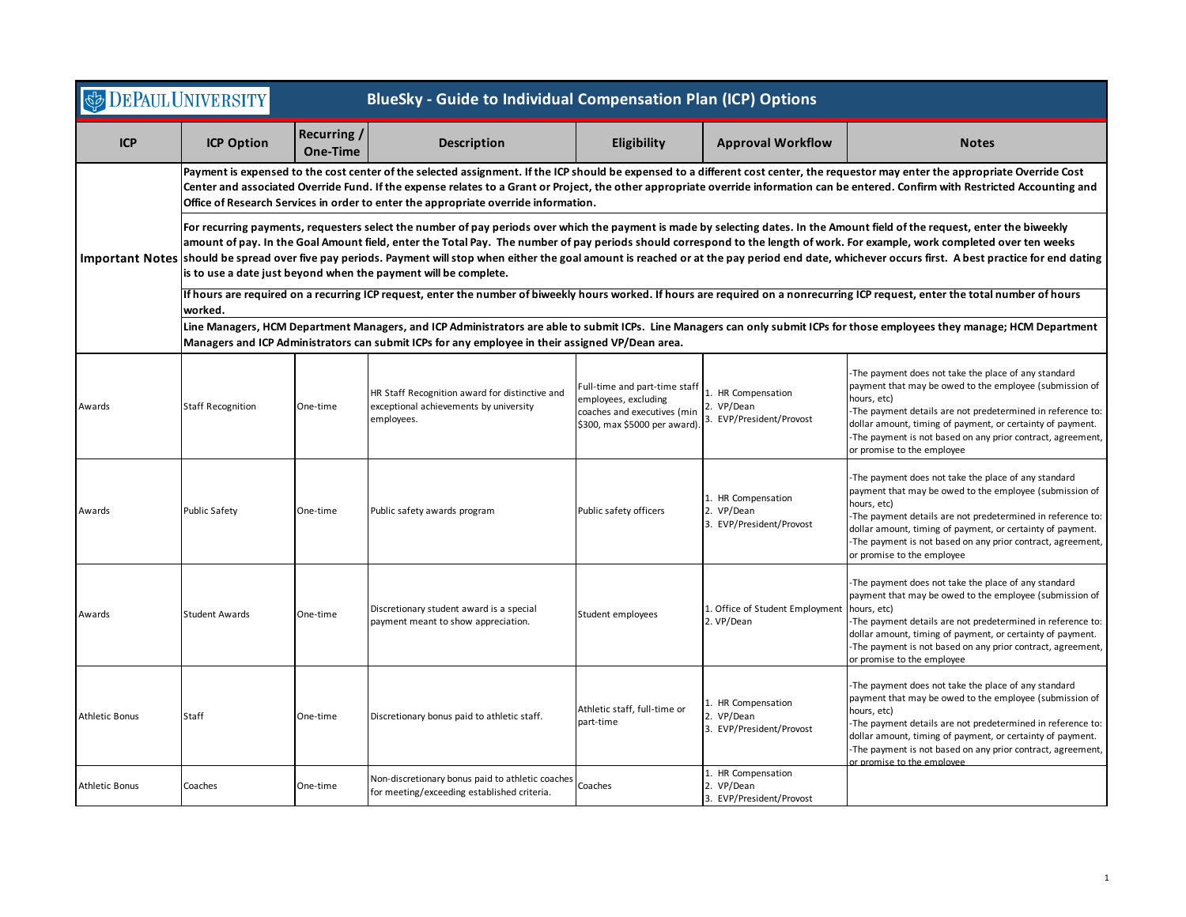# BlueSky - Guide to Individual Compensation Plan (ICP) Options

DePaul University

| ICP | ICP Option | Recurring / One-Time | Description | Eligibility | Approval Workflow | Notes |
|---|---|---|---|---|---|---|
| **Important Notes** | **Payment is expensed to the cost center of the selected assignment. If the ICP should be expensed to a different cost center, the requestor may enter the appropriate Override Cost Center and associated Override Fund. If the expense relates to a Grant or Project, the other appropriate override information can be entered. Confirm with Restricted Accounting and Office of Research Services in order to enter the appropriate override information.** | | | | | |
| | **For recurring payments, requesters select the number of pay periods over which the payment is made by selecting dates. In the Amount field of the request, enter the biweekly amount of pay. In the Goal Amount field, enter the Total Pay. The number of pay periods should correspond to the length of work. For example, work completed over ten weeks should be spread over five pay periods. Payment will stop when either the goal amount is reached or at the pay period end date, whichever occurs first. A best practice for end dating is to use a date just beyond when the payment will be complete.** | | | | | |
| | **If hours are required on a recurring ICP request, enter the number of biweekly hours worked. If hours are required on a nonrecurring ICP request, enter the total number of hours worked.** | | | | | |
| | **Line Managers, HCM Department Managers, and ICP Administrators are able to submit ICPs. Line Managers can only submit ICPs for those employees they manage; HCM Department Managers and ICP Administrators can submit ICPs for any employee in their assigned VP/Dean area.** | | | | | |
| Awards | Staff Recognition | One-time | HR Staff Recognition award for distinctive and exceptional achievements by university employees. | Full-time and part-time staff employees, excluding coaches and executives (min $300, max $5000 per award). | 1. HR Compensation<br>2. VP/Dean<br>3. EVP/President/Provost | -The payment does not take the place of any standard payment that may be owed to the employee (submission of hours, etc)<br>-The payment details are not predetermined in reference to: dollar amount, timing of payment, or certainty of payment.<br>-The payment is not based on any prior contract, agreement, or promise to the employee |
| Awards | Public Safety | One-time | Public safety awards program | Public safety officers | 1. HR Compensation<br>2. VP/Dean<br>3. EVP/President/Provost | -The payment does not take the place of any standard payment that may be owed to the employee (submission of hours, etc)<br>-The payment details are not predetermined in reference to: dollar amount, timing of payment, or certainty of payment.<br>-The payment is not based on any prior contract, agreement, or promise to the employee |
| Awards | Student Awards | One-time | Discretionary student award is a special payment meant to show appreciation. | Student employees | 1. Office of Student Employment<br>2. VP/Dean | -The payment does not take the place of any standard payment that may be owed to the employee (submission of hours, etc)<br>-The payment details are not predetermined in reference to: dollar amount, timing of payment, or certainty of payment.<br>-The payment is not based on any prior contract, agreement, or promise to the employee |
| Athletic Bonus | Staff | One-time | Discretionary bonus paid to athletic staff. | Athletic staff, full-time or part-time | 1. HR Compensation<br>2. VP/Dean<br>3. EVP/President/Provost | -The payment does not take the place of any standard payment that may be owed to the employee (submission of hours, etc)<br>-The payment details are not predetermined in reference to: dollar amount, timing of payment, or certainty of payment.<br>-The payment is not based on any prior contract, agreement, or promise to the employee |
| Athletic Bonus | Coaches | One-time | Non-discretionary bonus paid to athletic coaches for meeting/exceeding established criteria. | Coaches | 1. HR Compensation<br>2. VP/Dean<br>3. EVP/President/Provost | |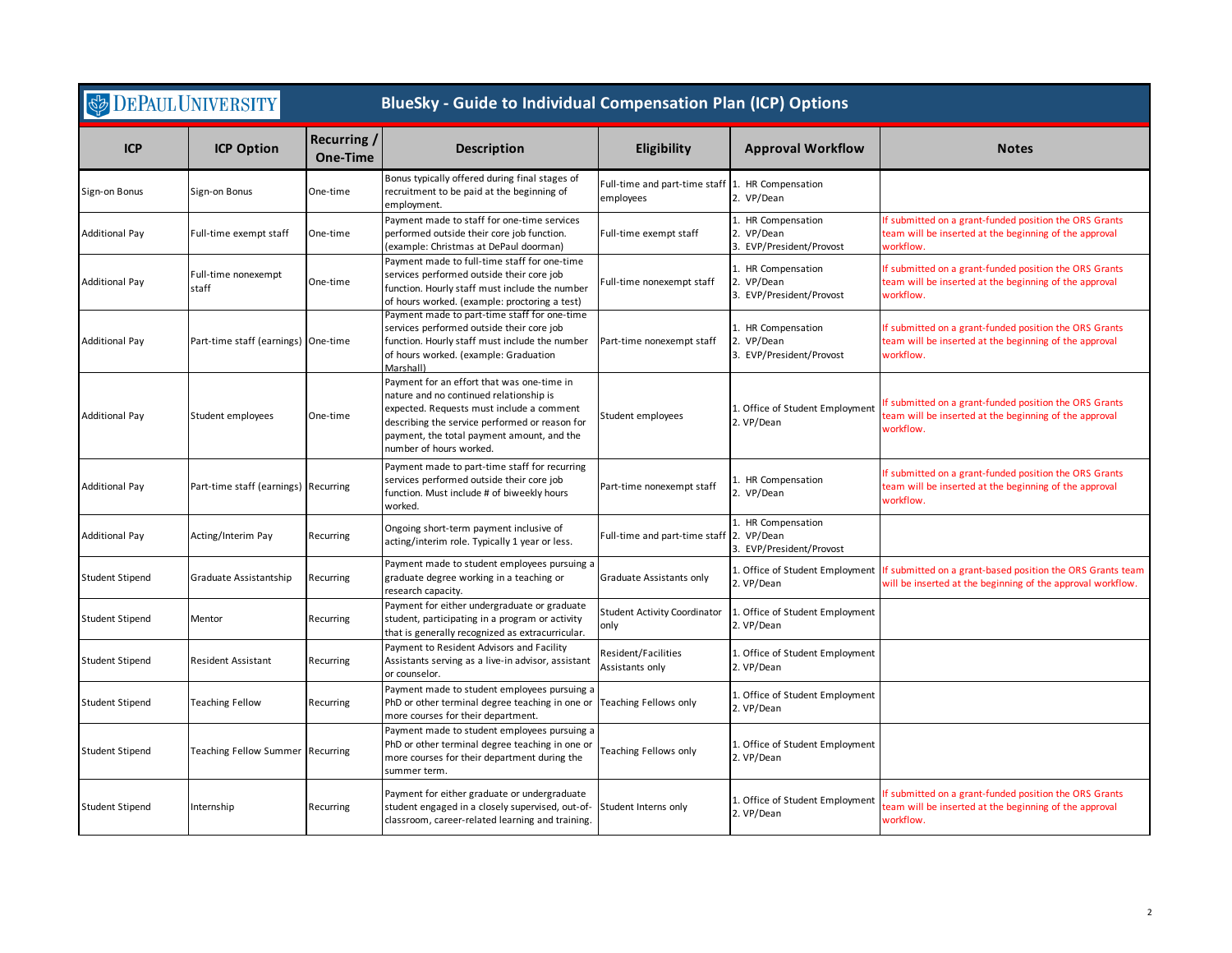# BlueSky - Guide to Individual Compensation Plan (ICP) Options

| ICP | ICP Option | Recurring / One-Time | Description | Eligibility | Approval Workflow | Notes |
|---|---|---|---|---|---|---|
| Sign-on Bonus | Sign-on Bonus | One-time | Bonus typically offered during final stages of recruitment to be paid at the beginning of employment. | Full-time and part-time staff employees | 1. HR Compensation<br>2. VP/Dean | |
| Additional Pay | Full-time exempt staff | One-time | Payment made to staff for one-time services performed outside their core job function. (example: Christmas at DePaul doorman) | Full-time exempt staff | 1. HR Compensation<br>2. VP/Dean<br>3. EVP/President/Provost | If submitted on a grant-funded position the ORS Grants team will be inserted at the beginning of the approval workflow. |
| Additional Pay | Full-time nonexempt staff | One-time | Payment made to full-time staff for one-time services performed outside their core job function. Hourly staff must include the number of hours worked. (example: proctoring a test) | Full-time nonexempt staff | 1. HR Compensation<br>2. VP/Dean<br>3. EVP/President/Provost | If submitted on a grant-funded position the ORS Grants team will be inserted at the beginning of the approval workflow. |
| Additional Pay | Part-time staff (earnings) | One-time | Payment made to part-time staff for one-time services performed outside their core job function. Hourly staff must include the number of hours worked. (example: Graduation Marshall) | Part-time nonexempt staff | 1. HR Compensation<br>2. VP/Dean<br>3. EVP/President/Provost | If submitted on a grant-funded position the ORS Grants team will be inserted at the beginning of the approval workflow. |
| Additional Pay | Student employees | One-time | Payment for an effort that was one-time in nature and no continued relationship is expected. Requests must include a comment describing the service performed or reason for payment, the total payment amount, and the number of hours worked. | Student employees | 1. Office of Student Employment<br>2. VP/Dean | If submitted on a grant-funded position the ORS Grants team will be inserted at the beginning of the approval workflow. |
| Additional Pay | Part-time staff (earnings) | Recurring | Payment made to part-time staff for recurring services performed outside their core job function. Must include # of biweekly hours worked. | Part-time nonexempt staff | 1. HR Compensation<br>2. VP/Dean | If submitted on a grant-funded position the ORS Grants team will be inserted at the beginning of the approval workflow. |
| Additional Pay | Acting/Interim Pay | Recurring | Ongoing short-term payment inclusive of acting/interim role. Typically 1 year or less. | Full-time and part-time staff | 1. HR Compensation<br>2. VP/Dean<br>3. EVP/President/Provost | |
| Student Stipend | Graduate Assistantship | Recurring | Payment made to student employees pursuing a graduate degree working in a teaching or research capacity. | Graduate Assistants only | 1. Office of Student Employment<br>2. VP/Dean | If submitted on a grant-based position the ORS Grants team will be inserted at the beginning of the approval workflow. |
| Student Stipend | Mentor | Recurring | Payment for either undergraduate or graduate student, participating in a program or activity that is generally recognized as extracurricular. | Student Activity Coordinator only | 1. Office of Student Employment<br>2. VP/Dean | |
| Student Stipend | Resident Assistant | Recurring | Payment to Resident Advisors and Facility Assistants serving as a live-in advisor, assistant or counselor. | Resident/Facilities Assistants only | 1. Office of Student Employment<br>2. VP/Dean | |
| Student Stipend | Teaching Fellow | Recurring | Payment made to student employees pursuing a PhD or other terminal degree teaching in one or more courses for their department. | Teaching Fellows only | 1. Office of Student Employment<br>2. VP/Dean | |
| Student Stipend | Teaching Fellow Summer | Recurring | Payment made to student employees pursuing a PhD or other terminal degree teaching in one or more courses for their department during the summer term. | Teaching Fellows only | 1. Office of Student Employment<br>2. VP/Dean | |
| Student Stipend | Internship | Recurring | Payment for either graduate or undergraduate student engaged in a closely supervised, out-of-classroom, career-related learning and training. | Student Interns only | 1. Office of Student Employment<br>2. VP/Dean | If submitted on a grant-funded position the ORS Grants team will be inserted at the beginning of the approval workflow. |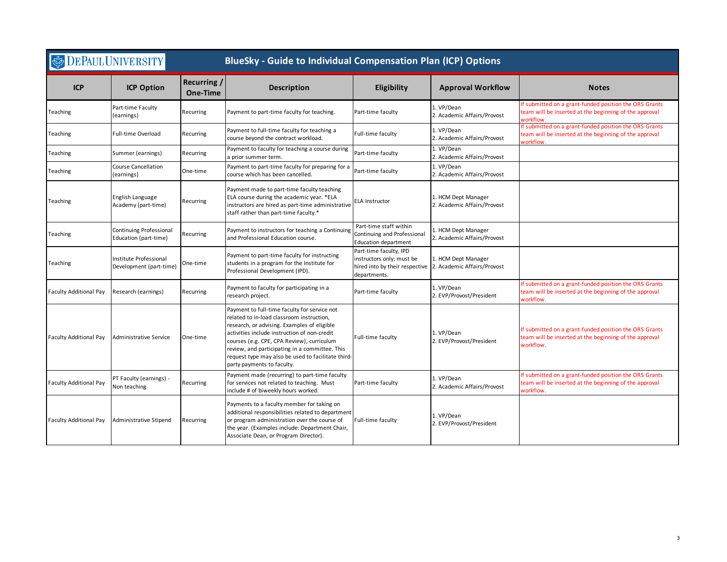# BlueSky - Guide to Individual Compensation Plan (ICP) Options

| ICP | ICP Option | Recurring / One-Time | Description | Eligibility | Approval Workflow | Notes |
|---|---|---|---|---|---|---|
| Teaching | Part-time Faculty (earnings) | Recurring | Payment to part-time faculty for teaching. | Part-time faculty | 1. VP/Dean<br>2. Academic Affairs/Provost | If submitted on a grant-funded position the ORS Grants team will be inserted at the beginning of the approval workflow. |
| Teaching | Full-time Overload | Recurring | Payment to full-time faculty for teaching a course beyond the contract workload. | Full-time faculty | 1. VP/Dean<br>2. Academic Affairs/Provost | If submitted on a grant-funded position the ORS Grants team will be inserted at the beginning of the approval workflow. |
| Teaching | Summer (earnings) | Recurring | Payment to faculty for teaching a course during a prior summer term. | Part-time faculty | 1. VP/Dean<br>2. Academic Affairs/Provost | |
| Teaching | Course Cancellation (earnings) | One-time | Payment to part-time faculty for preparing for a course which has been cancelled. | Part-time faculty | 1. VP/Dean<br>2. Academic Affairs/Provost | |
| Teaching | English Language Academy (part-time) | Recurring | Payment made to part-time faculty teaching ELA course during the academic year. *ELA instructors are hired as part-time administrative staff rather than part-time faculty.* | ELA Instructor | 1. HCM Dept Manager<br>2. Academic Affairs/Provost | |
| Teaching | Continuing Professional Education (part-time) | Recurring | Payment to instructors for teaching a Continuing and Professional Education course. | Part-time staff within Continuing and Professional Education department | 1. HCM Dept Manager<br>2. Academic Affairs/Provost | |
| Teaching | Institute Professional Development (part-time) | One-time | Payment to part-time faculty for instructing students in a program for the Institute for Professional Development (IPD). | Part-time faculty, IPD instructors only; must be hired into by their respective departments. | 1. HCM Dept Manager<br>2. Academic Affairs/Provost | |
| Faculty Additional Pay | Research (earnings) | Recurring | Payment to faculty for participating in a research project. | Part-time faculty | 1. VP/Dean<br>2. EVP/Provost/President | If submitted on a grant-funded position the ORS Grants team will be inserted at the beginning of the approval workflow. |
| Faculty Additional Pay | Administrative Service | One-time | Payment to full-time faculty for service not related to in-load classroom instruction, research, or advising. Examples of eligible activities include instruction of non-credit courses (e.g. CPE, CPA Review), curriculum review, and participating in a committee. This request type may also be used to facilitate third-party payments to faculty. | Full-time faculty | 1. VP/Dean<br>2. EVP/Provost/President | If submitted on a grant-funded position the ORS Grants team will be inserted at the beginning of the approval workflow. |
| Faculty Additional Pay | PT Faculty (earnings) - Non teaching | Recurring | Payment made (recurring) to part-time faculty for services not related to teaching. Must include # of biweekly hours worked. | Part-time faculty | 1. VP/Dean<br>2. Academic Affairs/Provost | If submitted on a grant-funded position the ORS Grants team will be inserted at the beginning of the approval workflow. |
| Faculty Additional Pay | Administrative Stipend | Recurring | Payments to a faculty member for taking on additional responsibilities related to department or program administration over the course of the year. (Examples include: Department Chair, Associate Dean, or Program Director). | Full-time faculty | 1. VP/Dean<br>2. EVP/Provost/President | |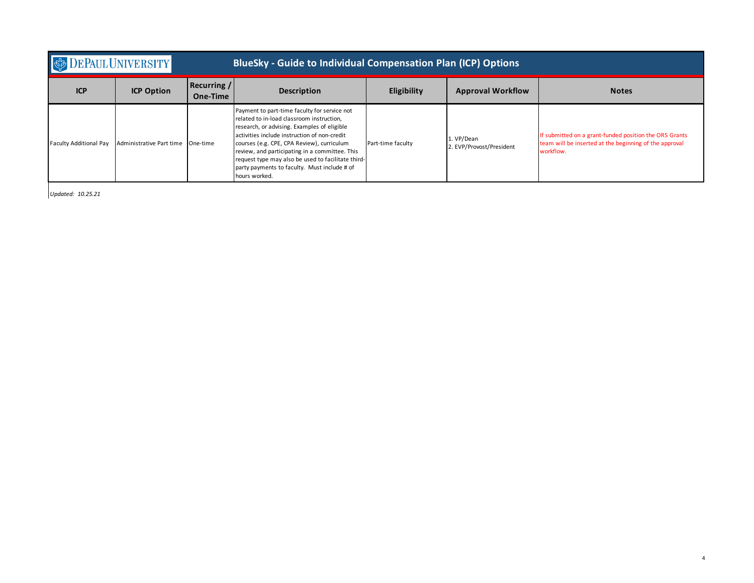# BlueSky - Guide to Individual Compensation Plan (ICP) Options

| ICP | ICP Option | Recurring / One-Time | Description | Eligibility | Approval Workflow | Notes |
| --- | --- | --- | --- | --- | --- | --- |
| Faculty Additional Pay | Administrative Part time | One-time | Payment to part-time faculty for service not related to in-load classroom instruction, research, or advising. Examples of eligible activities include instruction of non-credit courses (e.g. CPE, CPA Review), curriculum review, and participating in a committee. This request type may also be used to facilitate third-party payments to faculty. Must include # of hours worked. | Part-time faculty | 1. VP/Dean<br>2. EVP/Provost/President | If submitted on a grant-funded position the ORS Grants team will be inserted at the beginning of the approval workflow. |

*Updated: 10.25.21*